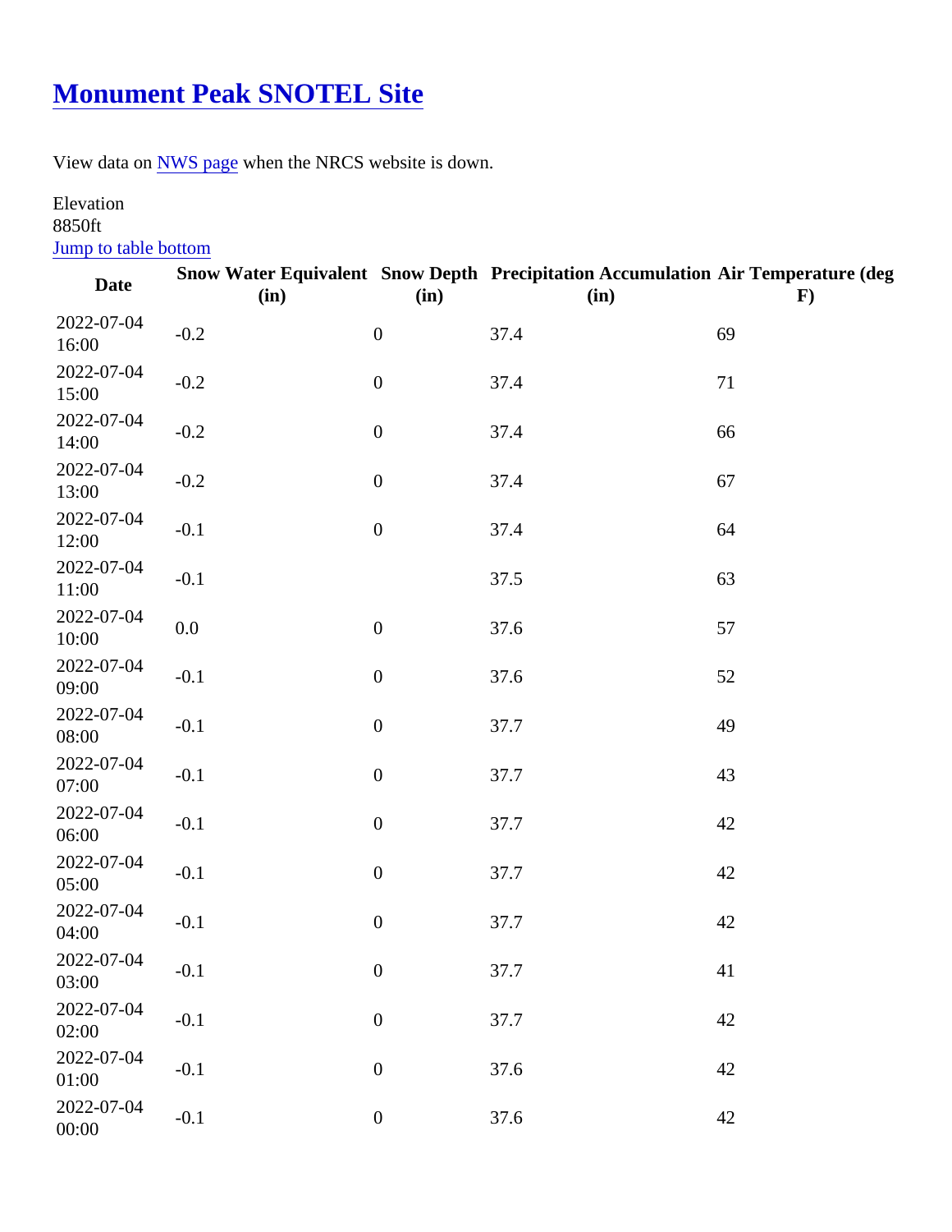# Monument Peak SNOTEL Site

View data on NWS page when the NRCS website is down.

Elevation
8850ft
Jump to table bottom

| Date | Snow Water Equivalent (in) | Snow Depth (in) | Precipitation Accumulation (in) | Air Temperature (deg F) |
|---|---|---|---|---|
| 2022-07-04 16:00 | -0.2 | 0 | 37.4 | 69 |
| 2022-07-04 15:00 | -0.2 | 0 | 37.4 | 71 |
| 2022-07-04 14:00 | -0.2 | 0 | 37.4 | 66 |
| 2022-07-04 13:00 | -0.2 | 0 | 37.4 | 67 |
| 2022-07-04 12:00 | -0.1 | 0 | 37.4 | 64 |
| 2022-07-04 11:00 | -0.1 | | 37.5 | 63 |
| 2022-07-04 10:00 | 0.0 | 0 | 37.6 | 57 |
| 2022-07-04 09:00 | -0.1 | 0 | 37.6 | 52 |
| 2022-07-04 08:00 | -0.1 | 0 | 37.7 | 49 |
| 2022-07-04 07:00 | -0.1 | 0 | 37.7 | 43 |
| 2022-07-04 06:00 | -0.1 | 0 | 37.7 | 42 |
| 2022-07-04 05:00 | -0.1 | 0 | 37.7 | 42 |
| 2022-07-04 04:00 | -0.1 | 0 | 37.7 | 42 |
| 2022-07-04 03:00 | -0.1 | 0 | 37.7 | 41 |
| 2022-07-04 02:00 | -0.1 | 0 | 37.7 | 42 |
| 2022-07-04 01:00 | -0.1 | 0 | 37.6 | 42 |
| 2022-07-04 00:00 | -0.1 | 0 | 37.6 | 42 |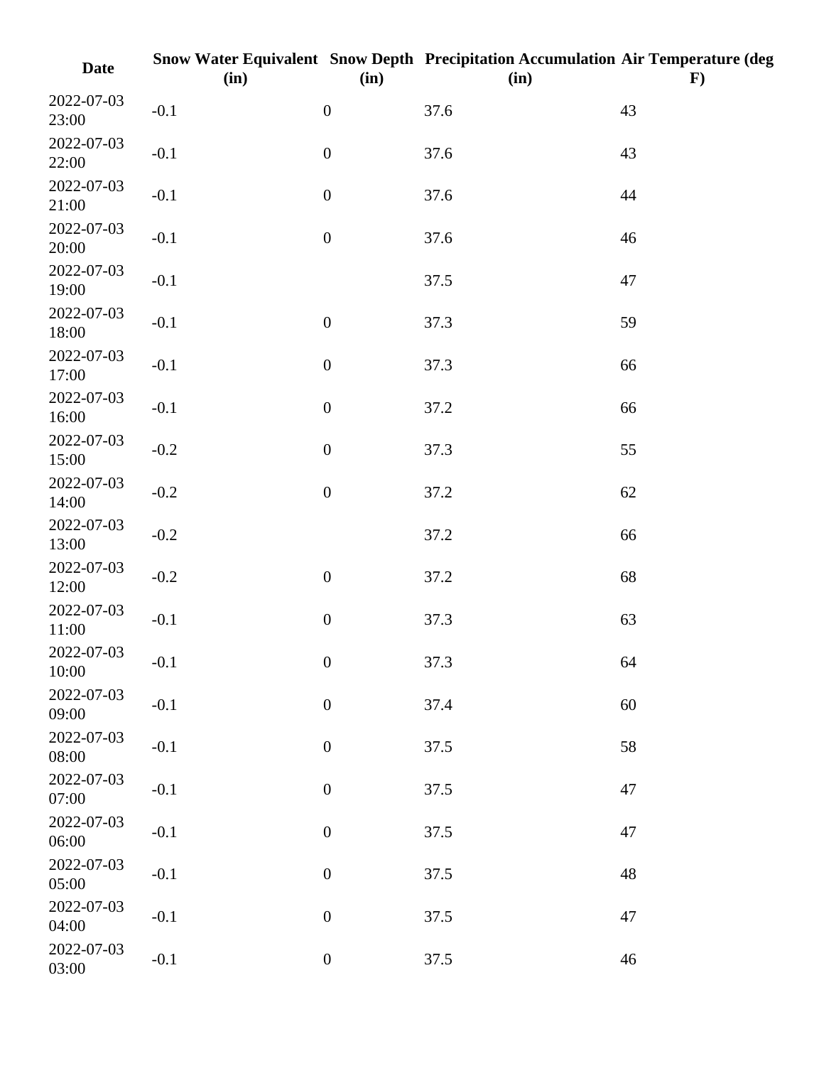| Date | Snow Water Equivalent (in) | Snow Depth (in) | Precipitation Accumulation (in) | Air Temperature (deg F) |
| --- | --- | --- | --- | --- |
| 2022-07-03 23:00 | -0.1 | 0 | 37.6 | 43 |
| 2022-07-03 22:00 | -0.1 | 0 | 37.6 | 43 |
| 2022-07-03 21:00 | -0.1 | 0 | 37.6 | 44 |
| 2022-07-03 20:00 | -0.1 | 0 | 37.6 | 46 |
| 2022-07-03 19:00 | -0.1 | | 37.5 | 47 |
| 2022-07-03 18:00 | -0.1 | 0 | 37.3 | 59 |
| 2022-07-03 17:00 | -0.1 | 0 | 37.3 | 66 |
| 2022-07-03 16:00 | -0.1 | 0 | 37.2 | 66 |
| 2022-07-03 15:00 | -0.2 | 0 | 37.3 | 55 |
| 2022-07-03 14:00 | -0.2 | 0 | 37.2 | 62 |
| 2022-07-03 13:00 | -0.2 | | 37.2 | 66 |
| 2022-07-03 12:00 | -0.2 | 0 | 37.2 | 68 |
| 2022-07-03 11:00 | -0.1 | 0 | 37.3 | 63 |
| 2022-07-03 10:00 | -0.1 | 0 | 37.3 | 64 |
| 2022-07-03 09:00 | -0.1 | 0 | 37.4 | 60 |
| 2022-07-03 08:00 | -0.1 | 0 | 37.5 | 58 |
| 2022-07-03 07:00 | -0.1 | 0 | 37.5 | 47 |
| 2022-07-03 06:00 | -0.1 | 0 | 37.5 | 47 |
| 2022-07-03 05:00 | -0.1 | 0 | 37.5 | 48 |
| 2022-07-03 04:00 | -0.1 | 0 | 37.5 | 47 |
| 2022-07-03 03:00 | -0.1 | 0 | 37.5 | 46 |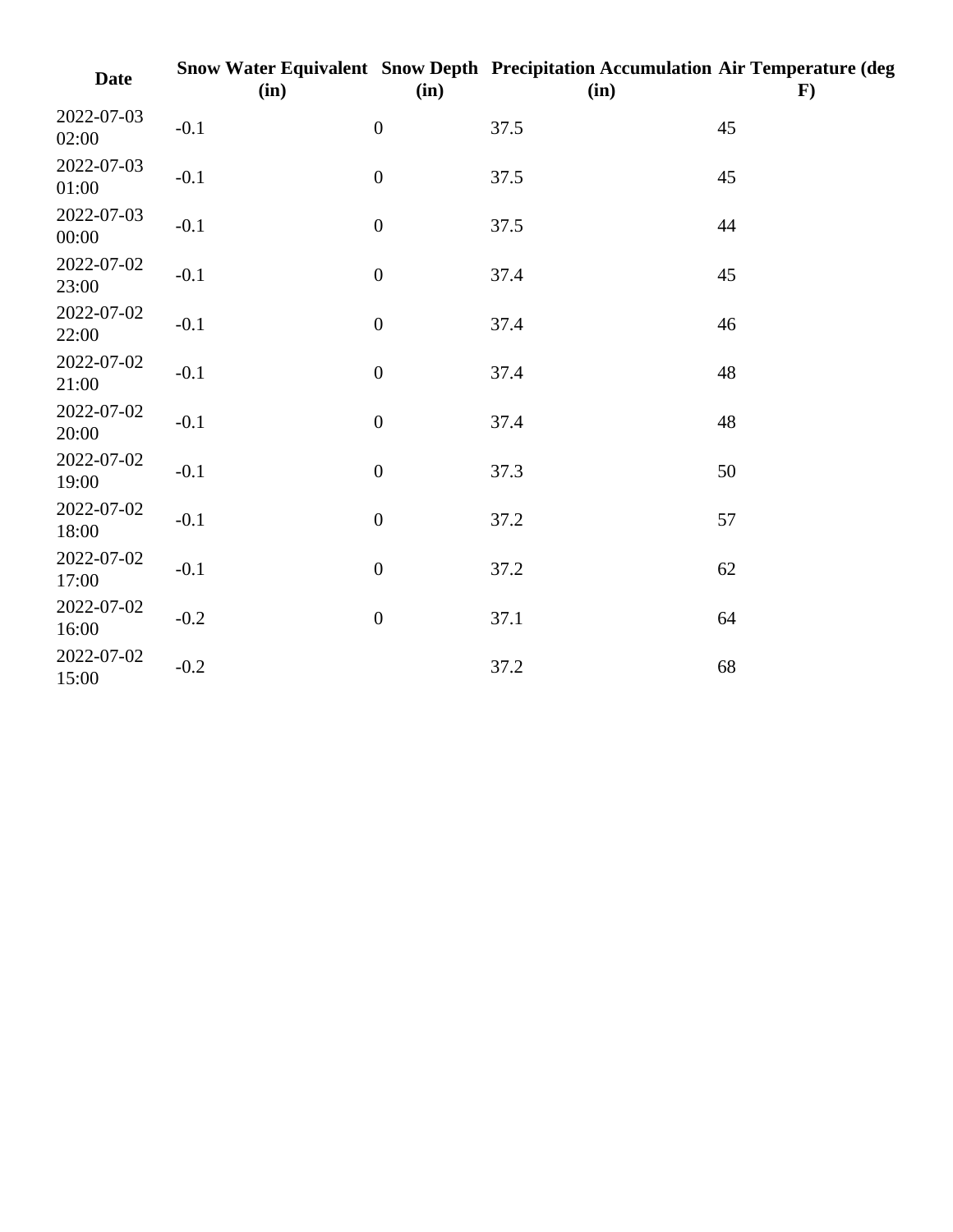| Date | Snow Water Equivalent (in) | Snow Depth (in) | Precipitation Accumulation (in) | Air Temperature (deg F) |
| --- | --- | --- | --- | --- |
| 2022-07-03 02:00 | -0.1 | 0 | 37.5 | 45 |
| 2022-07-03 01:00 | -0.1 | 0 | 37.5 | 45 |
| 2022-07-03 00:00 | -0.1 | 0 | 37.5 | 44 |
| 2022-07-02 23:00 | -0.1 | 0 | 37.4 | 45 |
| 2022-07-02 22:00 | -0.1 | 0 | 37.4 | 46 |
| 2022-07-02 21:00 | -0.1 | 0 | 37.4 | 48 |
| 2022-07-02 20:00 | -0.1 | 0 | 37.4 | 48 |
| 2022-07-02 19:00 | -0.1 | 0 | 37.3 | 50 |
| 2022-07-02 18:00 | -0.1 | 0 | 37.2 | 57 |
| 2022-07-02 17:00 | -0.1 | 0 | 37.2 | 62 |
| 2022-07-02 16:00 | -0.2 | 0 | 37.1 | 64 |
| 2022-07-02 15:00 | -0.2 | | 37.2 | 68 |